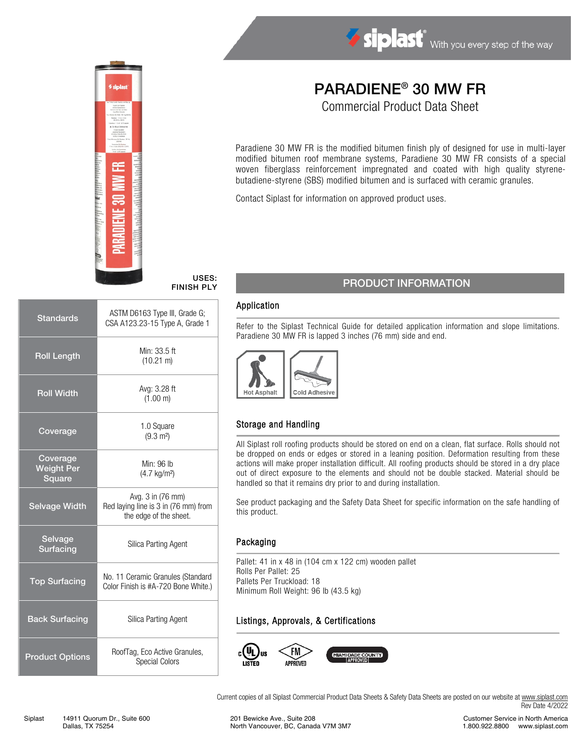siplast® With you every step of the way

# PARADIENE® 30 MW FR

## Commercial Product Data Sheet

Paradiene 30 MW FR is the modified bitumen finish ply of designed for use in multi-layer modified bitumen roof membrane systems, Paradiene 30 MW FR consists of a special woven fiberglass reinforcement impregnated and coated with high quality styrene-butadiene-styrene (SBS) modified bitumen and is surfaced with ceramic granules.

Contact Siplast for information on approved product uses.

**USES: FINISH PLY**

| | |
|---|---|
| **Standards** | ASTM D6163 Type III, Grade G; CSA A123.23-15 Type A, Grade 1 |
| **Roll Length** | Min: 33.5 ft (10.21 m) |
| **Roll Width** | Avg: 3.28 ft (1.00 m) |
| **Coverage** | 1.0 Square (9.3 m²) |
| **Coverage Weight Per Square** | Min: 96 lb (4.7 kg/m²) |
| **Selvage Width** | Avg. 3 in (76 mm) Red laying line is 3 in (76 mm) from the edge of the sheet. |
| **Selvage Surfacing** | Silica Parting Agent |
| **Top Surfacing** | No. 11 Ceramic Granules (Standard Color Finish is #A-720 Bone White.) |
| **Back Surfacing** | Silica Parting Agent |
| **Product Options** | RoofTag, Eco Active Granules, Special Colors |

## PRODUCT INFORMATION

### Application

Refer to the Siplast Technical Guide for detailed application information and slope limitations. Paradiene 30 MW FR is lapped 3 inches (76 mm) side and end.

Hot Asphalt | Cold Adhesive

### Storage and Handling

All Siplast roll roofing products should be stored on end on a clean, flat surface. Rolls should not be dropped on ends or edges or stored in a leaning position. Deformation resulting from these actions will make proper installation difficult. All roofing products should be stored in a dry place out of direct exposure to the elements and should not be double stacked. Material should be handled so that it remains dry prior to and during installation.

See product packaging and the Safety Data Sheet for specific information on the safe handling of this product.

### Packaging

Pallet: 41 in x 48 in (104 cm x 122 cm) wooden pallet
Rolls Per Pallet: 25
Pallets Per Truckload: 18
Minimum Roll Weight: 96 lb (43.5 kg)

### Listings, Approvals, & Certifications

c UL us LISTED | FM APPROVED | MIAMI-DADE COUNTY APPROVED

Current copies of all Siplast Commercial Product Data Sheets & Safety Data Sheets are posted on our website at www.siplast.com
Rev Date 4/2022

Siplast 14911 Quorum Dr., Suite 600 Dallas, TX 75254 | 201 Bewicke Ave., Suite 208 North Vancouver, BC, Canada V7M 3M7 | Customer Service in North America 1.800.922.8800 www.siplast.com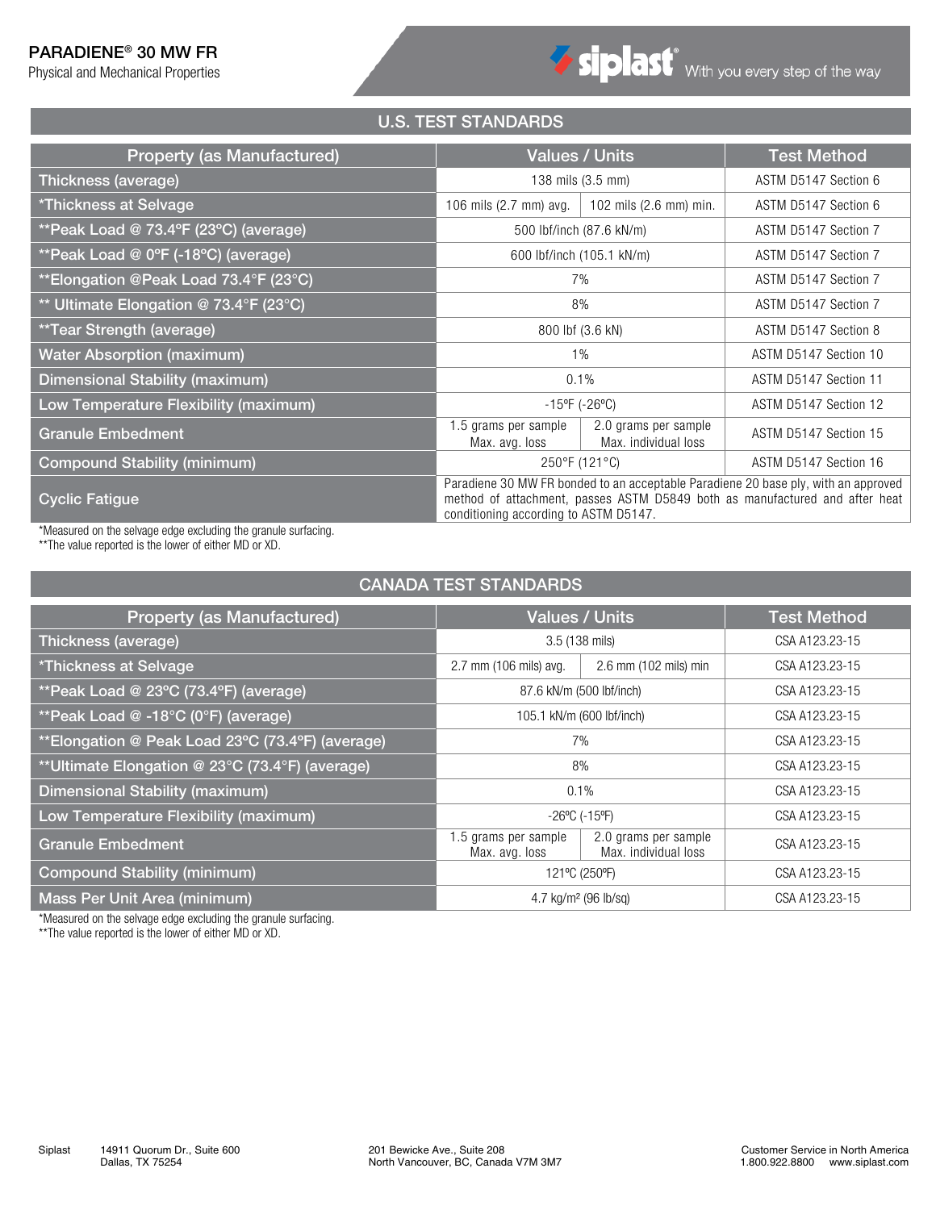PARADIENE® 30 MW FR

Physical and Mechanical Properties

siplast® With you every step of the way

## U.S. TEST STANDARDS

| Property (as Manufactured) | Values / Units | | Test Method |
|---|---|---|---|
| Thickness (average) | 138 mils (3.5 mm) | | ASTM D5147 Section 6 |
| *Thickness at Selvage | 106 mils (2.7 mm) avg. | 102 mils (2.6 mm) min. | ASTM D5147 Section 6 |
| **Peak Load @ 73.4ºF (23ºC) (average) | 500 lbf/inch (87.6 kN/m) | | ASTM D5147 Section 7 |
| **Peak Load @ 0ºF (-18ºC) (average) | 600 lbf/inch (105.1 kN/m) | | ASTM D5147 Section 7 |
| **Elongation @Peak Load 73.4°F (23°C) | 7% | | ASTM D5147 Section 7 |
| ** Ultimate Elongation @ 73.4°F (23°C) | 8% | | ASTM D5147 Section 7 |
| **Tear Strength (average) | 800 lbf (3.6 kN) | | ASTM D5147 Section 8 |
| Water Absorption (maximum) | 1% | | ASTM D5147 Section 10 |
| Dimensional Stability (maximum) | 0.1% | | ASTM D5147 Section 11 |
| Low Temperature Flexibility (maximum) | -15ºF (-26ºC) | | ASTM D5147 Section 12 |
| Granule Embedment | 1.5 grams per sample Max. avg. loss | 2.0 grams per sample Max. individual loss | ASTM D5147 Section 15 |
| Compound Stability (minimum) | 250°F (121°C) | | ASTM D5147 Section 16 |
| Cyclic Fatigue | Paradiene 30 MW FR bonded to an acceptable Paradiene 20 base ply, with an approved method of attachment, passes ASTM D5849 both as manufactured and after heat conditioning according to ASTM D5147. | | |

*Measured on the selvage edge excluding the granule surfacing.
**The value reported is the lower of either MD or XD.

## CANADA TEST STANDARDS

| Property (as Manufactured) | Values / Units | | Test Method |
|---|---|---|---|
| Thickness (average) | 3.5 (138 mils) | | CSA A123.23-15 |
| *Thickness at Selvage | 2.7 mm (106 mils) avg. | 2.6 mm (102 mils) min | CSA A123.23-15 |
| **Peak Load @ 23ºC (73.4ºF) (average) | 87.6 kN/m (500 lbf/inch) | | CSA A123.23-15 |
| **Peak Load @ -18°C (0°F) (average) | 105.1 kN/m (600 lbf/inch) | | CSA A123.23-15 |
| **Elongation @ Peak Load 23ºC (73.4ºF) (average) | 7% | | CSA A123.23-15 |
| **Ultimate Elongation @ 23°C (73.4°F) (average) | 8% | | CSA A123.23-15 |
| Dimensional Stability (maximum) | 0.1% | | CSA A123.23-15 |
| Low Temperature Flexibility (maximum) | -26ºC (-15ºF) | | CSA A123.23-15 |
| Granule Embedment | 1.5 grams per sample Max. avg. loss | 2.0 grams per sample Max. individual loss | CSA A123.23-15 |
| Compound Stability (minimum) | 121ºC (250ºF) | | CSA A123.23-15 |
| Mass Per Unit Area (minimum) | 4.7 kg/m² (96 lb/sq) | | CSA A123.23-15 |

*Measured on the selvage edge excluding the granule surfacing.
**The value reported is the lower of either MD or XD.

Siplast 14911 Quorum Dr., Suite 600 Dallas, TX 75254

201 Bewicke Ave., Suite 208 North Vancouver, BC, Canada V7M 3M7

Customer Service in North America 1.800.922.8800 www.siplast.com